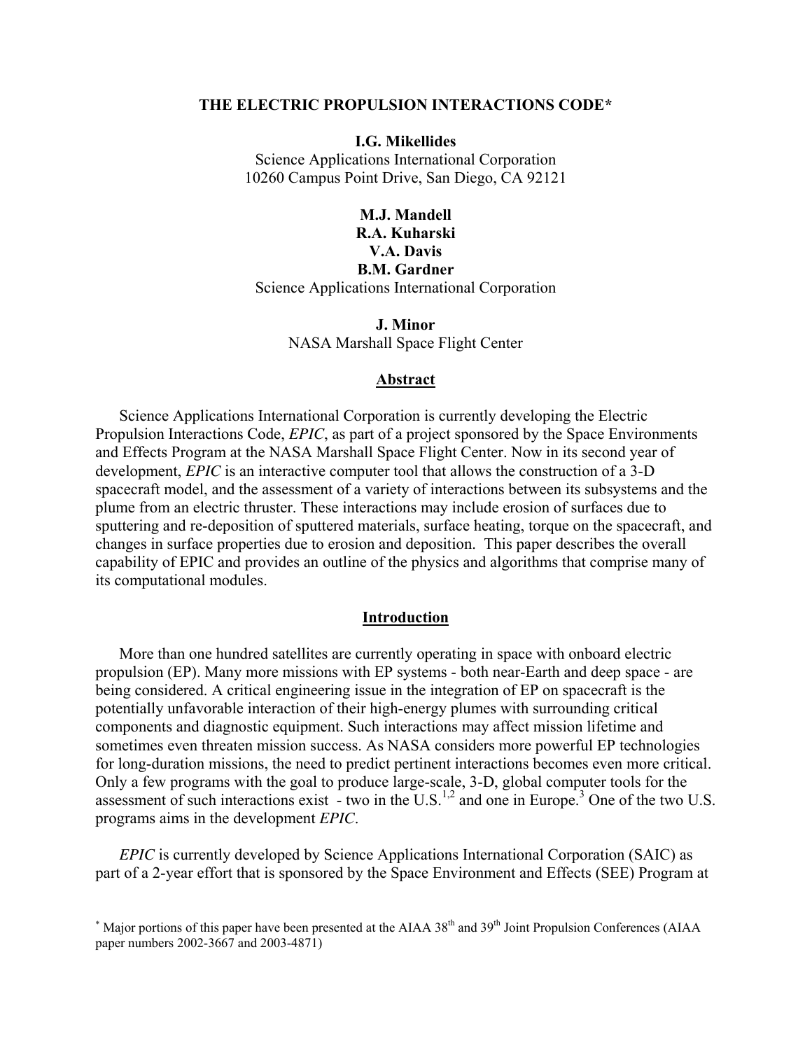# THE ELECTRIC PROPULSION INTERACTIONS CODE*

**I.G. Mikellides**
Science Applications International Corporation
10260 Campus Point Drive, San Diego, CA 92121

**M.J. Mandell**
**R.A. Kuharski**
**V.A. Davis**
**B.M. Gardner**
Science Applications International Corporation

**J. Minor**
NASA Marshall Space Flight Center

## Abstract

Science Applications International Corporation is currently developing the Electric Propulsion Interactions Code, *EPIC*, as part of a project sponsored by the Space Environments and Effects Program at the NASA Marshall Space Flight Center. Now in its second year of development, *EPIC* is an interactive computer tool that allows the construction of a 3-D spacecraft model, and the assessment of a variety of interactions between its subsystems and the plume from an electric thruster. These interactions may include erosion of surfaces due to sputtering and re-deposition of sputtered materials, surface heating, torque on the spacecraft, and changes in surface properties due to erosion and deposition. This paper describes the overall capability of EPIC and provides an outline of the physics and algorithms that comprise many of its computational modules.

## Introduction

More than one hundred satellites are currently operating in space with onboard electric propulsion (EP). Many more missions with EP systems - both near-Earth and deep space - are being considered. A critical engineering issue in the integration of EP on spacecraft is the potentially unfavorable interaction of their high-energy plumes with surrounding critical components and diagnostic equipment. Such interactions may affect mission lifetime and sometimes even threaten mission success. As NASA considers more powerful EP technologies for long-duration missions, the need to predict pertinent interactions becomes even more critical. Only a few programs with the goal to produce large-scale, 3-D, global computer tools for the assessment of such interactions exist - two in the U.S.[1,2] and one in Europe.[3] One of the two U.S. programs aims in the development *EPIC*.

*EPIC* is currently developed by Science Applications International Corporation (SAIC) as part of a 2-year effort that is sponsored by the Space Environment and Effects (SEE) Program at

\* Major portions of this paper have been presented at the AIAA 38th and 39th Joint Propulsion Conferences (AIAA paper numbers 2002-3667 and 2003-4871)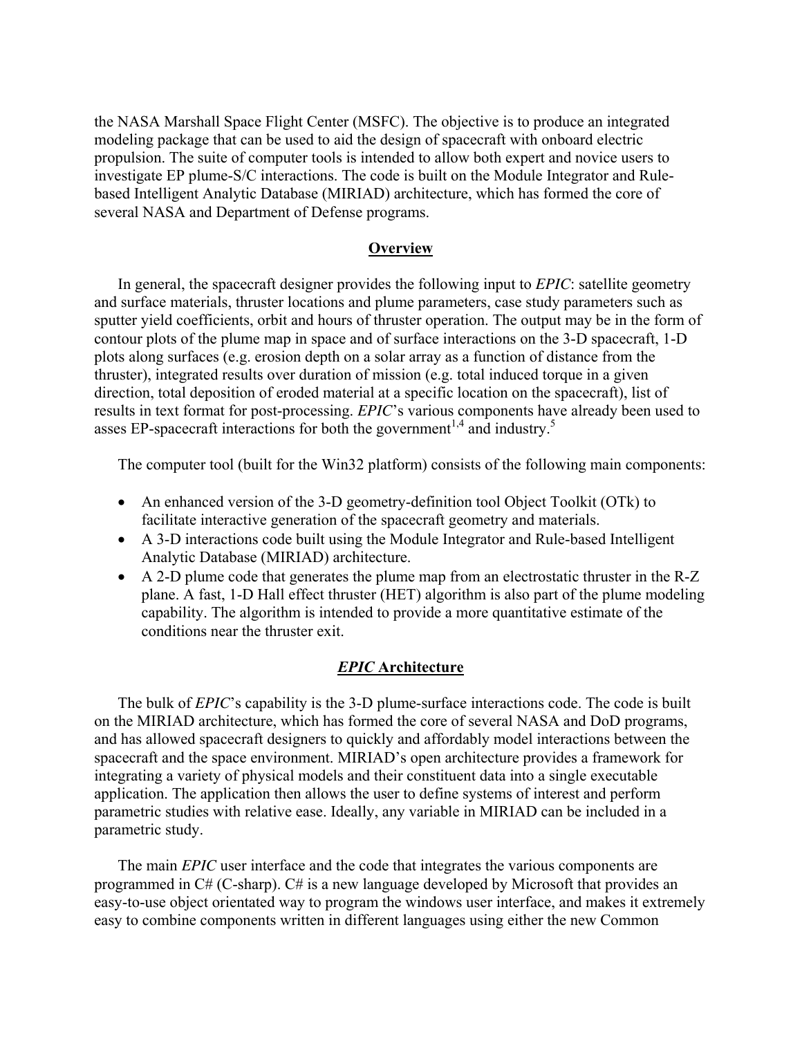the NASA Marshall Space Flight Center (MSFC). The objective is to produce an integrated modeling package that can be used to aid the design of spacecraft with onboard electric propulsion. The suite of computer tools is intended to allow both expert and novice users to investigate EP plume-S/C interactions. The code is built on the Module Integrator and Rule-based Intelligent Analytic Database (MIRIAD) architecture, which has formed the core of several NASA and Department of Defense programs.

## Overview

In general, the spacecraft designer provides the following input to *EPIC*: satellite geometry and surface materials, thruster locations and plume parameters, case study parameters such as sputter yield coefficients, orbit and hours of thruster operation. The output may be in the form of contour plots of the plume map in space and of surface interactions on the 3-D spacecraft, 1-D plots along surfaces (e.g. erosion depth on a solar array as a function of distance from the thruster), integrated results over duration of mission (e.g. total induced torque in a given direction, total deposition of eroded material at a specific location on the spacecraft), list of results in text format for post-processing. *EPIC*'s various components have already been used to asses EP-spacecraft interactions for both the government[1,4] and industry.[5]

The computer tool (built for the Win32 platform) consists of the following main components:

- An enhanced version of the 3-D geometry-definition tool Object Toolkit (OTk) to facilitate interactive generation of the spacecraft geometry and materials.
- A 3-D interactions code built using the Module Integrator and Rule-based Intelligent Analytic Database (MIRIAD) architecture.
- A 2-D plume code that generates the plume map from an electrostatic thruster in the R-Z plane. A fast, 1-D Hall effect thruster (HET) algorithm is also part of the plume modeling capability. The algorithm is intended to provide a more quantitative estimate of the conditions near the thruster exit.

## *EPIC* Architecture

The bulk of *EPIC*'s capability is the 3-D plume-surface interactions code. The code is built on the MIRIAD architecture, which has formed the core of several NASA and DoD programs, and has allowed spacecraft designers to quickly and affordably model interactions between the spacecraft and the space environment. MIRIAD's open architecture provides a framework for integrating a variety of physical models and their constituent data into a single executable application. The application then allows the user to define systems of interest and perform parametric studies with relative ease. Ideally, any variable in MIRIAD can be included in a parametric study.

The main *EPIC* user interface and the code that integrates the various components are programmed in C# (C-sharp). C# is a new language developed by Microsoft that provides an easy-to-use object orientated way to program the windows user interface, and makes it extremely easy to combine components written in different languages using either the new Common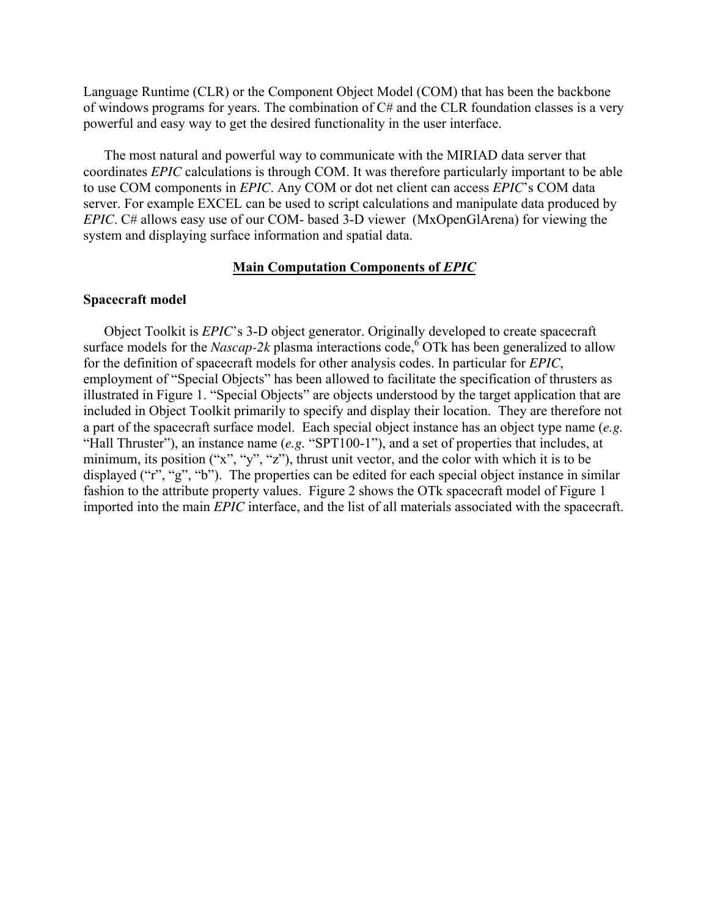Language Runtime (CLR) or the Component Object Model (COM) that has been the backbone of windows programs for years. The combination of C# and the CLR foundation classes is a very powerful and easy way to get the desired functionality in the user interface.

The most natural and powerful way to communicate with the MIRIAD data server that coordinates *EPIC* calculations is through COM. It was therefore particularly important to be able to use COM components in *EPIC*. Any COM or dot net client can access *EPIC*'s COM data server. For example EXCEL can be used to script calculations and manipulate data produced by *EPIC*. C# allows easy use of our COM- based 3-D viewer (MxOpenGlArena) for viewing the system and displaying surface information and spatial data.

## Main Computation Components of *EPIC*

### Spacecraft model

Object Toolkit is *EPIC*'s 3-D object generator. Originally developed to create spacecraft surface models for the *Nascap-2k* plasma interactions code,[6] OTk has been generalized to allow for the definition of spacecraft models for other analysis codes. In particular for *EPIC*, employment of "Special Objects" has been allowed to facilitate the specification of thrusters as illustrated in Figure 1. "Special Objects" are objects understood by the target application that are included in Object Toolkit primarily to specify and display their location. They are therefore not a part of the spacecraft surface model. Each special object instance has an object type name (*e.g.* "Hall Thruster"), an instance name (*e.g.* "SPT100-1"), and a set of properties that includes, at minimum, its position ("x", "y", "z"), thrust unit vector, and the color with which it is to be displayed ("r", "g", "b"). The properties can be edited for each special object instance in similar fashion to the attribute property values. Figure 2 shows the OTk spacecraft model of Figure 1 imported into the main *EPIC* interface, and the list of all materials associated with the spacecraft.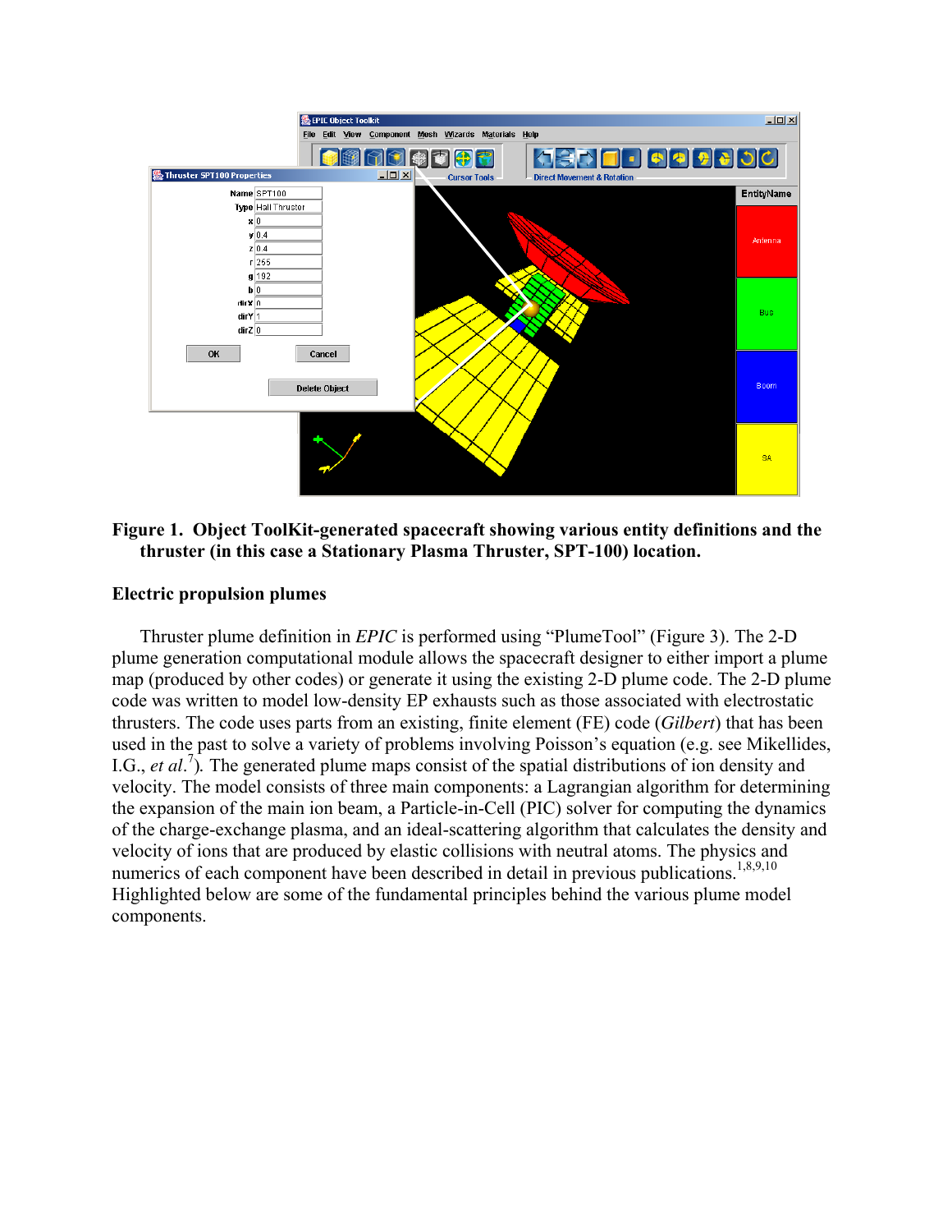**Figure 1. Object ToolKit-generated spacecraft showing various entity definitions and the thruster (in this case a Stationary Plasma Thruster, SPT-100) location.**

### Electric propulsion plumes

Thruster plume definition in *EPIC* is performed using "PlumeTool" (Figure 3). The 2-D plume generation computational module allows the spacecraft designer to either import a plume map (produced by other codes) or generate it using the existing 2-D plume code. The 2-D plume code was written to model low-density EP exhausts such as those associated with electrostatic thrusters. The code uses parts from an existing, finite element (FE) code (*Gilbert*) that has been used in the past to solve a variety of problems involving Poisson's equation (e.g. see Mikellides, I.G., *et al*.[7]). The generated plume maps consist of the spatial distributions of ion density and velocity. The model consists of three main components: a Lagrangian algorithm for determining the expansion of the main ion beam, a Particle-in-Cell (PIC) solver for computing the dynamics of the charge-exchange plasma, and an ideal-scattering algorithm that calculates the density and velocity of ions that are produced by elastic collisions with neutral atoms. The physics and numerics of each component have been described in detail in previous publications.[1,8,9,10] Highlighted below are some of the fundamental principles behind the various plume model components.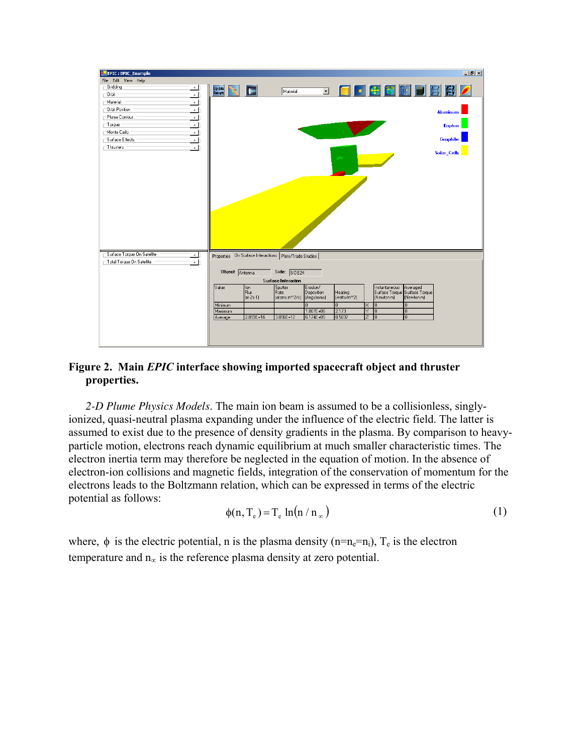**Figure 2. Main *EPIC* interface showing imported spacecraft object and thruster properties.**

*2-D Plume Physics Models*. The main ion beam is assumed to be a collisionless, singly-ionized, quasi-neutral plasma expanding under the influence of the electric field. The latter is assumed to exist due to the presence of density gradients in the plasma. By comparison to heavy-particle motion, electrons reach dynamic equilibrium at much smaller characteristic times. The electron inertia term may therefore be neglected in the equation of motion. In the absence of electron-ion collisions and magnetic fields, integration of the conservation of momentum for the electrons leads to the Boltzmann relation, which can be expressed in terms of the electric potential as follows:

$$\phi(n, T_e) = T_e \ln(n / n_\infty) \tag{1}$$

where, $\phi$ is the electric potential, n is the plasma density ($n=n_e=n_i$), $T_e$ is the electron temperature and $n_\infty$ is the reference plasma density at zero potential.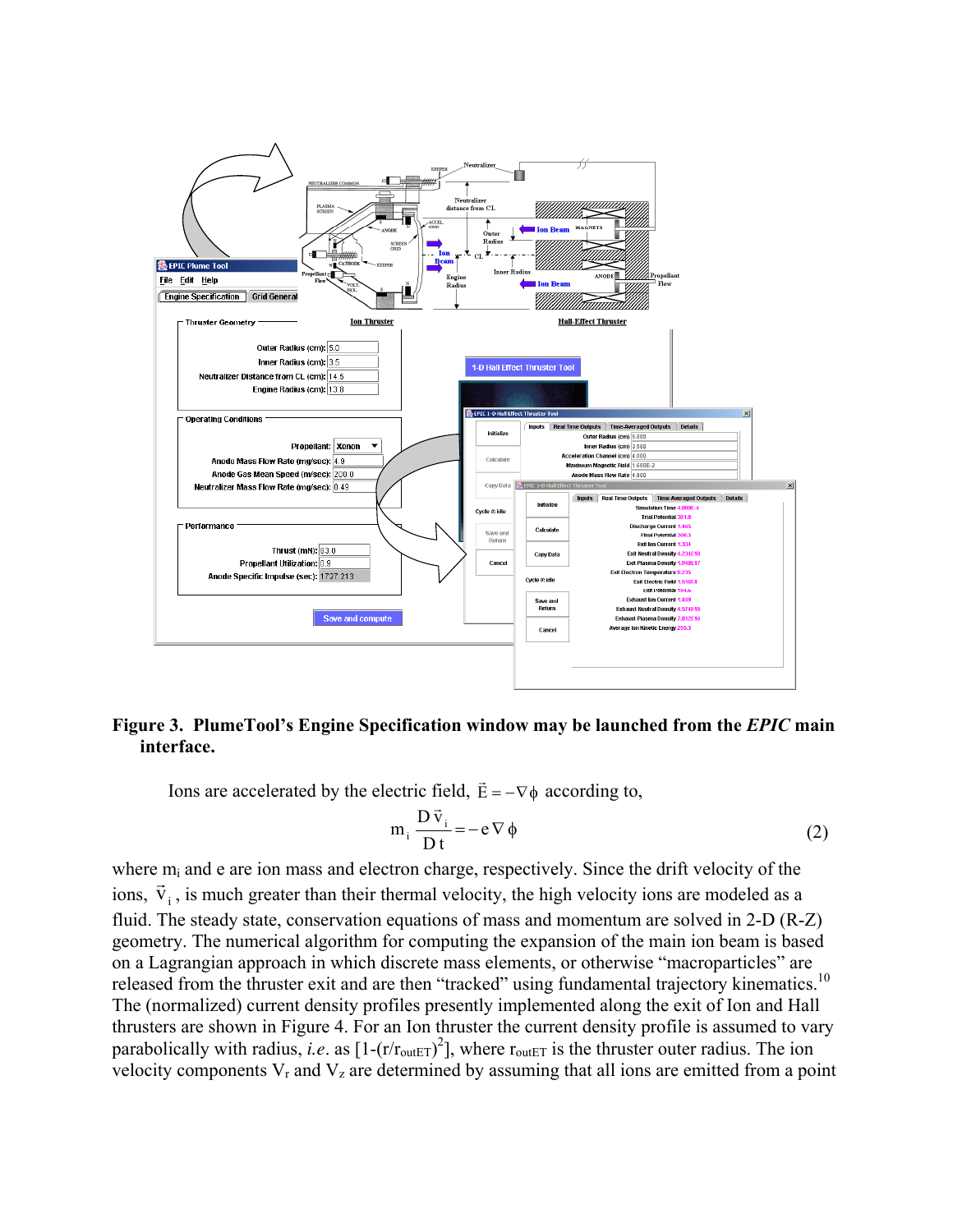**Figure 3. PlumeTool's Engine Specification window may be launched from the *EPIC* main interface.**

Ions are accelerated by the electric field, $\vec{E} = -\nabla\phi$ according to,

$$m_i \frac{D\vec{v}_i}{Dt} = -e\nabla\phi \tag{2}$$

where $m_i$ and e are ion mass and electron charge, respectively. Since the drift velocity of the ions, $\vec{v}_i$, is much greater than their thermal velocity, the high velocity ions are modeled as a fluid. The steady state, conservation equations of mass and momentum are solved in 2-D (R-Z) geometry. The numerical algorithm for computing the expansion of the main ion beam is based on a Lagrangian approach in which discrete mass elements, or otherwise "macroparticles" are released from the thruster exit and are then "tracked" using fundamental trajectory kinematics.[10] The (normalized) current density profiles presently implemented along the exit of Ion and Hall thrusters are shown in Figure 4. For an Ion thruster the current density profile is assumed to vary parabolically with radius, *i.e*. as $[1-(r/r_{outET})^2]$, where $r_{outET}$ is the thruster outer radius. The ion velocity components $V_r$ and $V_z$ are determined by assuming that all ions are emitted from a point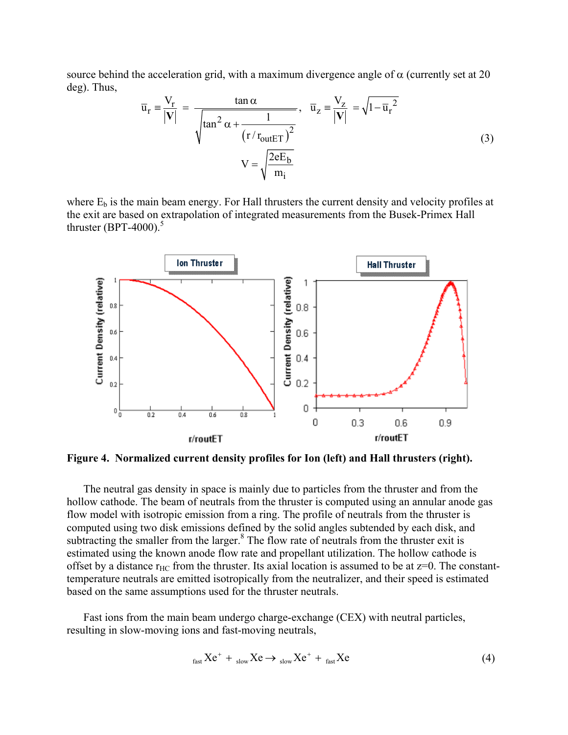source behind the acceleration grid, with a maximum divergence angle of $\alpha$ (currently set at 20 deg). Thus,

$$\bar{u}_r \equiv \frac{V_r}{|\mathbf{V}|} = \frac{\tan\alpha}{\sqrt{\tan^2\alpha + \dfrac{1}{\left(r/r_{outET}\right)^2}}}, \quad \bar{u}_z \equiv \frac{V_z}{|\mathbf{V}|} = \sqrt{1-\bar{u}_r^{\,2}}$$

$$V = \sqrt{\frac{2eE_b}{m_i}} \tag{3}$$

where $E_b$ is the main beam energy. For Hall thrusters the current density and velocity profiles at the exit are based on extrapolation of integrated measurements from the Busek-Primex Hall thruster (BPT-4000).[5]

**Figure 4. Normalized current density profiles for Ion (left) and Hall thrusters (right).**

The neutral gas density in space is mainly due to particles from the thruster and from the hollow cathode. The beam of neutrals from the thruster is computed using an annular anode gas flow model with isotropic emission from a ring. The profile of neutrals from the thruster is computed using two disk emissions defined by the solid angles subtended by each disk, and subtracting the smaller from the larger.[8] The flow rate of neutrals from the thruster exit is estimated using the known anode flow rate and propellant utilization. The hollow cathode is offset by a distance $r_{HC}$ from the thruster. Its axial location is assumed to be at z=0. The constant-temperature neutrals are emitted isotropically from the neutralizer, and their speed is estimated based on the same assumptions used for the thruster neutrals.

Fast ions from the main beam undergo charge-exchange (CEX) with neutral particles, resulting in slow-moving ions and fast-moving neutrals,

$$_{fast}Xe^{+} + {}_{slow}Xe \rightarrow {}_{slow}Xe^{+} + {}_{fast}Xe \tag{4}$$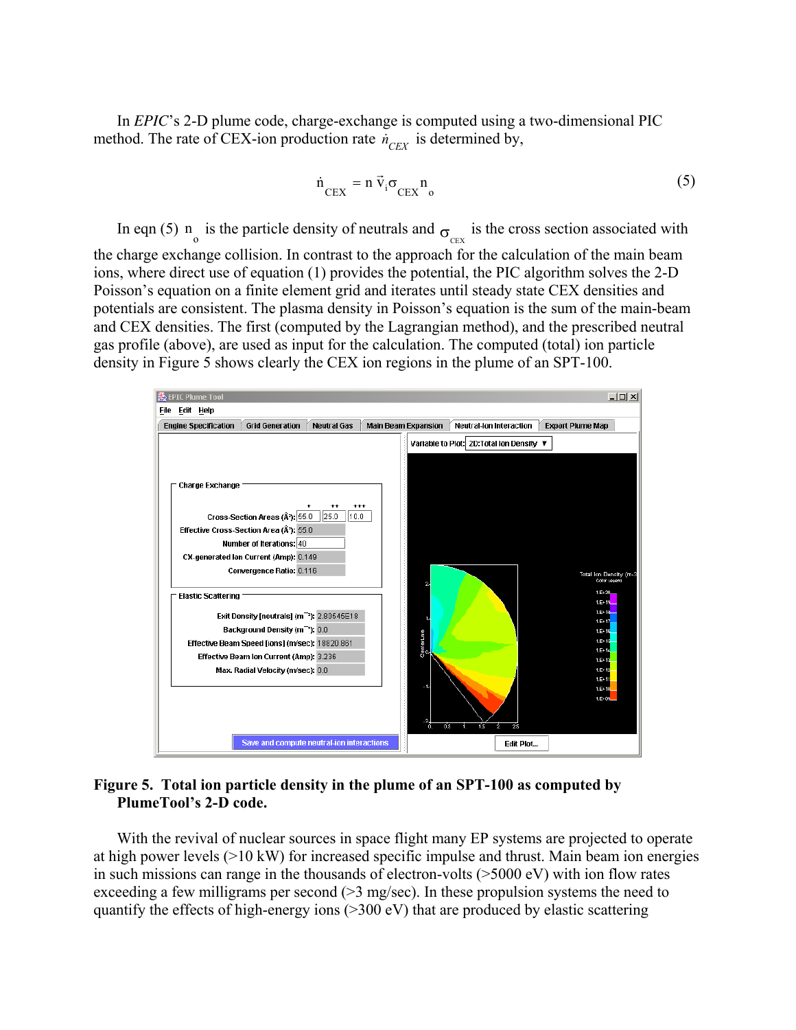In *EPIC*'s 2-D plume code, charge-exchange is computed using a two-dimensional PIC method. The rate of CEX-ion production rate $\dot{n}_{CEX}$ is determined by,

$$\dot{n}_{CEX} = n\,\vec{v}_i \sigma_{CEX} n_o \tag{5}$$

In eqn (5) $n_o$ is the particle density of neutrals and $\sigma_{CEX}$ is the cross section associated with the charge exchange collision. In contrast to the approach for the calculation of the main beam ions, where direct use of equation (1) provides the potential, the PIC algorithm solves the 2-D Poisson's equation on a finite element grid and iterates until steady state CEX densities and potentials are consistent. The plasma density in Poisson's equation is the sum of the main-beam and CEX densities. The first (computed by the Lagrangian method), and the prescribed neutral gas profile (above), are used as input for the calculation. The computed (total) ion particle density in Figure 5 shows clearly the CEX ion regions in the plume of an SPT-100.

**Figure 5. Total ion particle density in the plume of an SPT-100 as computed by PlumeTool's 2-D code.**

With the revival of nuclear sources in space flight many EP systems are projected to operate at high power levels (>10 kW) for increased specific impulse and thrust. Main beam ion energies in such missions can range in the thousands of electron-volts (>5000 eV) with ion flow rates exceeding a few milligrams per second (>3 mg/sec). In these propulsion systems the need to quantify the effects of high-energy ions (>300 eV) that are produced by elastic scattering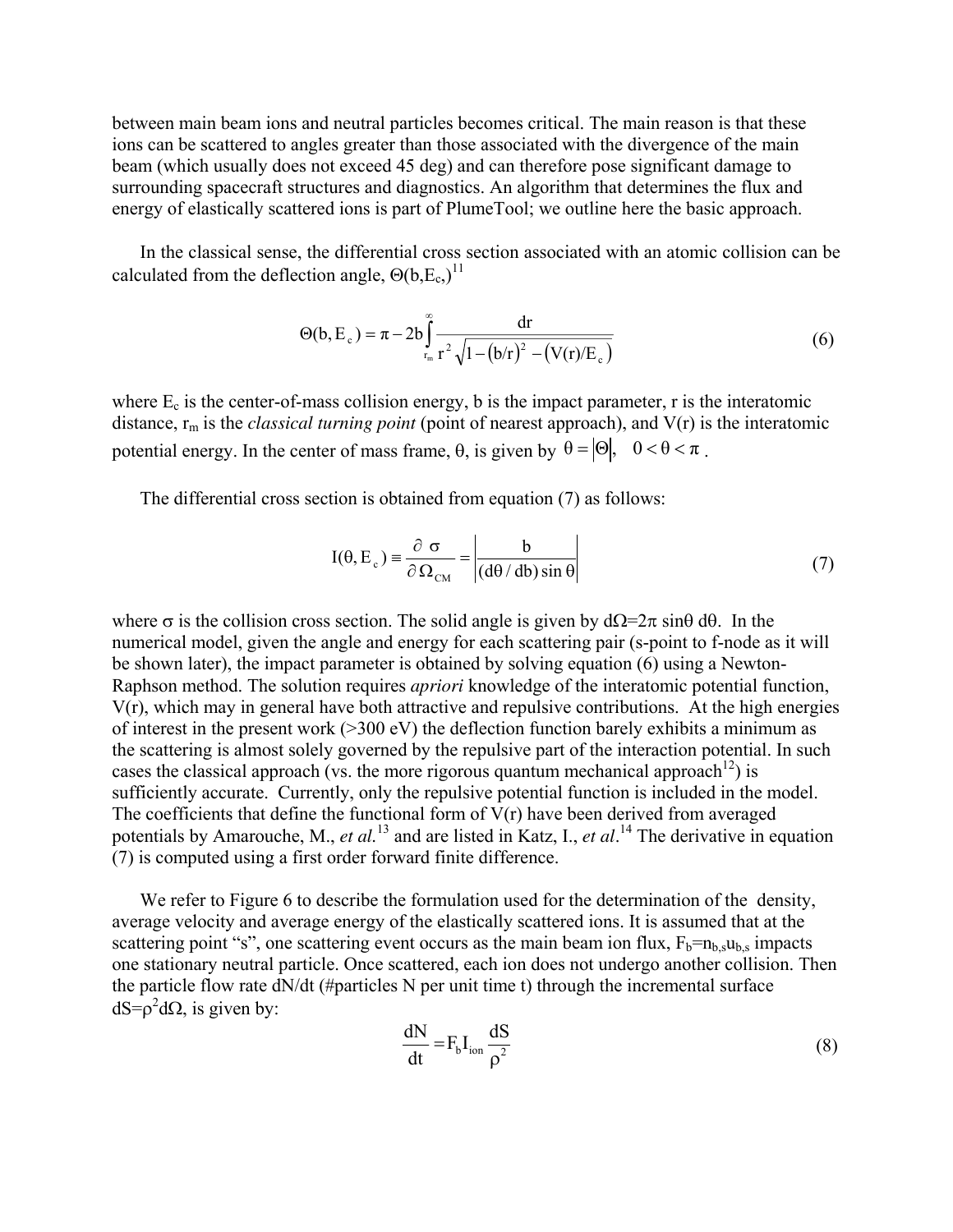between main beam ions and neutral particles becomes critical. The main reason is that these ions can be scattered to angles greater than those associated with the divergence of the main beam (which usually does not exceed 45 deg) and can therefore pose significant damage to surrounding spacecraft structures and diagnostics. An algorithm that determines the flux and energy of elastically scattered ions is part of PlumeTool; we outline here the basic approach.

In the classical sense, the differential cross section associated with an atomic collision can be calculated from the deflection angle, $\Theta(b,E_c,)$[11]

$$\Theta(b, E_c) = \pi - 2b\int_{r_m}^{\infty} \frac{dr}{r^2\sqrt{1-(b/r)^2-(V(r)/E_c)}} \tag{6}$$

where $E_c$ is the center-of-mass collision energy, b is the impact parameter, r is the interatomic distance, $r_m$ is the *classical turning point* (point of nearest approach), and V(r) is the interatomic potential energy. In the center of mass frame, θ, is given by $\theta = |\Theta|, \quad 0 < \theta < \pi$ .

The differential cross section is obtained from equation (7) as follows:

$$I(\theta, E_c) \equiv \frac{\partial\ \sigma}{\partial\,\Omega_{CM}} = \left|\frac{b}{(d\theta / db)\sin\theta}\right| \tag{7}$$

where σ is the collision cross section. The solid angle is given by $d\Omega=2\pi \sin\theta\, d\theta$. In the numerical model, given the angle and energy for each scattering pair (s-point to f-node as it will be shown later), the impact parameter is obtained by solving equation (6) using a Newton-Raphson method. The solution requires *apriori* knowledge of the interatomic potential function, V(r), which may in general have both attractive and repulsive contributions. At the high energies of interest in the present work (>300 eV) the deflection function barely exhibits a minimum as the scattering is almost solely governed by the repulsive part of the interaction potential. In such cases the classical approach (vs. the more rigorous quantum mechanical approach[12]) is sufficiently accurate. Currently, only the repulsive potential function is included in the model. The coefficients that define the functional form of V(r) have been derived from averaged potentials by Amarouche, M., *et al.*[13] and are listed in Katz, I., *et al*.[14] The derivative in equation (7) is computed using a first order forward finite difference.

We refer to Figure 6 to describe the formulation used for the determination of the density, average velocity and average energy of the elastically scattered ions. It is assumed that at the scattering point "s", one scattering event occurs as the main beam ion flux, $F_b=n_{b,s}u_{b,s}$ impacts one stationary neutral particle. Once scattered, each ion does not undergo another collision. Then the particle flow rate dN/dt (#particles N per unit time t) through the incremental surface $dS=\rho^2 d\Omega$, is given by:

$$\frac{dN}{dt} = F_b I_{ion} \frac{dS}{\rho^2} \tag{8}$$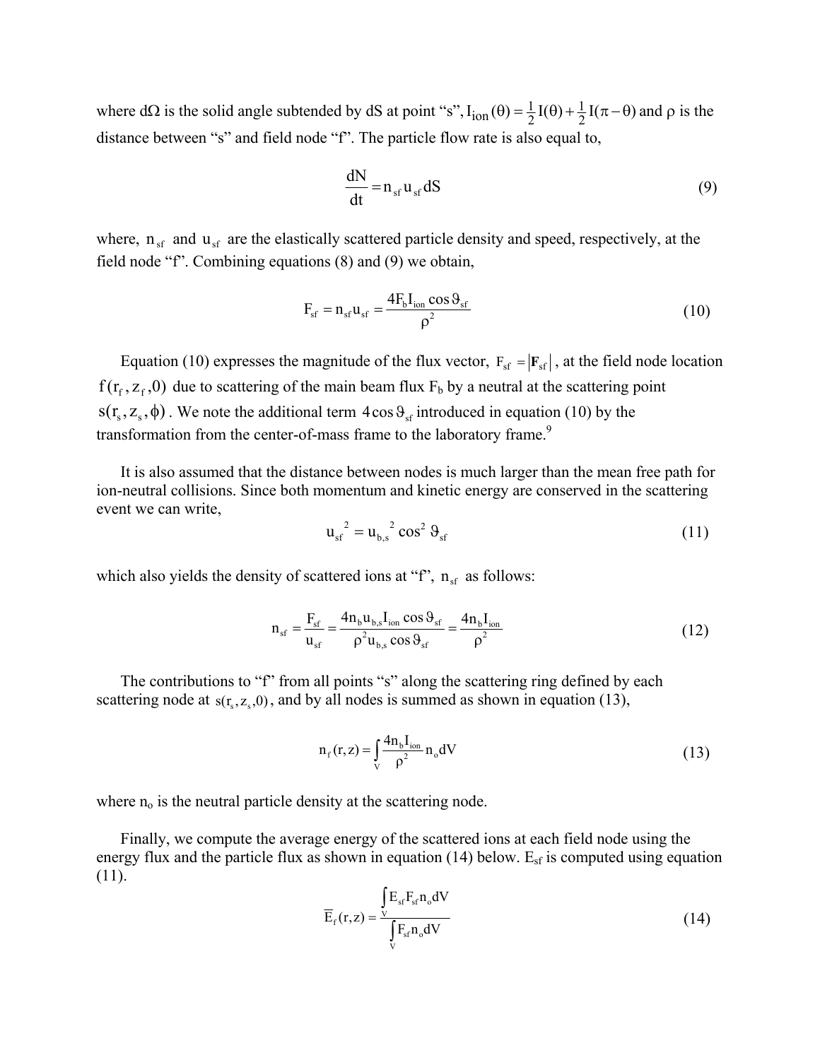where $d\Omega$ is the solid angle subtended by dS at point "s", $I_{ion}(\theta) = \frac{1}{2}I(\theta) + \frac{1}{2}I(\pi - \theta)$ and $\rho$ is the distance between "s" and field node "f". The particle flow rate is also equal to,

$$\frac{dN}{dt} = n_{sf} u_{sf} dS \tag{9}$$

where, $n_{sf}$ and $u_{sf}$ are the elastically scattered particle density and speed, respectively, at the field node "f". Combining equations (8) and (9) we obtain,

$$F_{sf} = n_{sf} u_{sf} = \frac{4F_b I_{ion} \cos\vartheta_{sf}}{\rho^2} \tag{10}$$

Equation (10) expresses the magnitude of the flux vector, $F_{sf} = |\mathbf{F}_{sf}|$, at the field node location $f(r_f, z_f, 0)$ due to scattering of the main beam flux $F_b$ by a neutral at the scattering point $s(r_s, z_s, \phi)$. We note the additional term $4\cos\vartheta_{sf}$ introduced in equation (10) by the transformation from the center-of-mass frame to the laboratory frame.[9]

It is also assumed that the distance between nodes is much larger than the mean free path for ion-neutral collisions. Since both momentum and kinetic energy are conserved in the scattering event we can write,

$$u_{sf}^{\ 2} = u_{b,s}^{\ 2} \cos^2\vartheta_{sf} \tag{11}$$

which also yields the density of scattered ions at "f", $n_{sf}$ as follows:

$$n_{sf} = \frac{F_{sf}}{u_{sf}} = \frac{4n_b u_{b,s} I_{ion} \cos\vartheta_{sf}}{\rho^2 u_{b,s} \cos\vartheta_{sf}} = \frac{4n_b I_{ion}}{\rho^2} \tag{12}$$

The contributions to "f" from all points "s" along the scattering ring defined by each scattering node at $s(r_s, z_s, 0)$, and by all nodes is summed as shown in equation (13),

$$n_f(r,z) = \int_V \frac{4n_b I_{ion}}{\rho^2} n_o dV \tag{13}$$

where $n_o$ is the neutral particle density at the scattering node.

Finally, we compute the average energy of the scattered ions at each field node using the energy flux and the particle flux as shown in equation (14) below. $E_{sf}$ is computed using equation (11).

$$\overline{E}_f(r,z) = \frac{\int_V E_{sf} F_{sf} n_o dV}{\int_V F_{sf} n_o dV} \tag{14}$$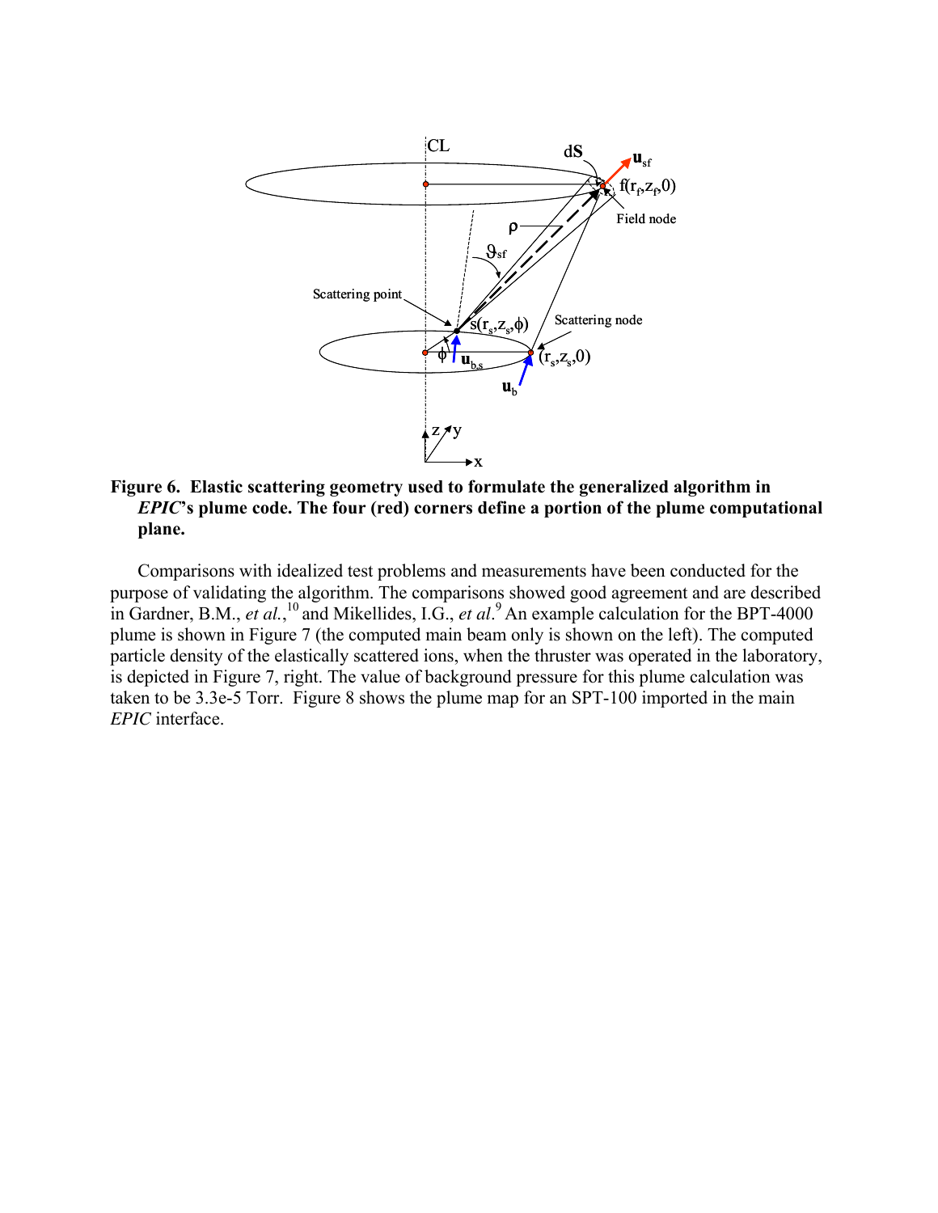**Figure 6. Elastic scattering geometry used to formulate the generalized algorithm in *EPIC*'s plume code. The four (red) corners define a portion of the plume computational plane.**

Comparisons with idealized test problems and measurements have been conducted for the purpose of validating the algorithm. The comparisons showed good agreement and are described in Gardner, B.M., *et al.*,[10] and Mikellides, I.G., *et al*.[9] An example calculation for the BPT-4000 plume is shown in Figure 7 (the computed main beam only is shown on the left). The computed particle density of the elastically scattered ions, when the thruster was operated in the laboratory, is depicted in Figure 7, right. The value of background pressure for this plume calculation was taken to be 3.3e-5 Torr. Figure 8 shows the plume map for an SPT-100 imported in the main *EPIC* interface.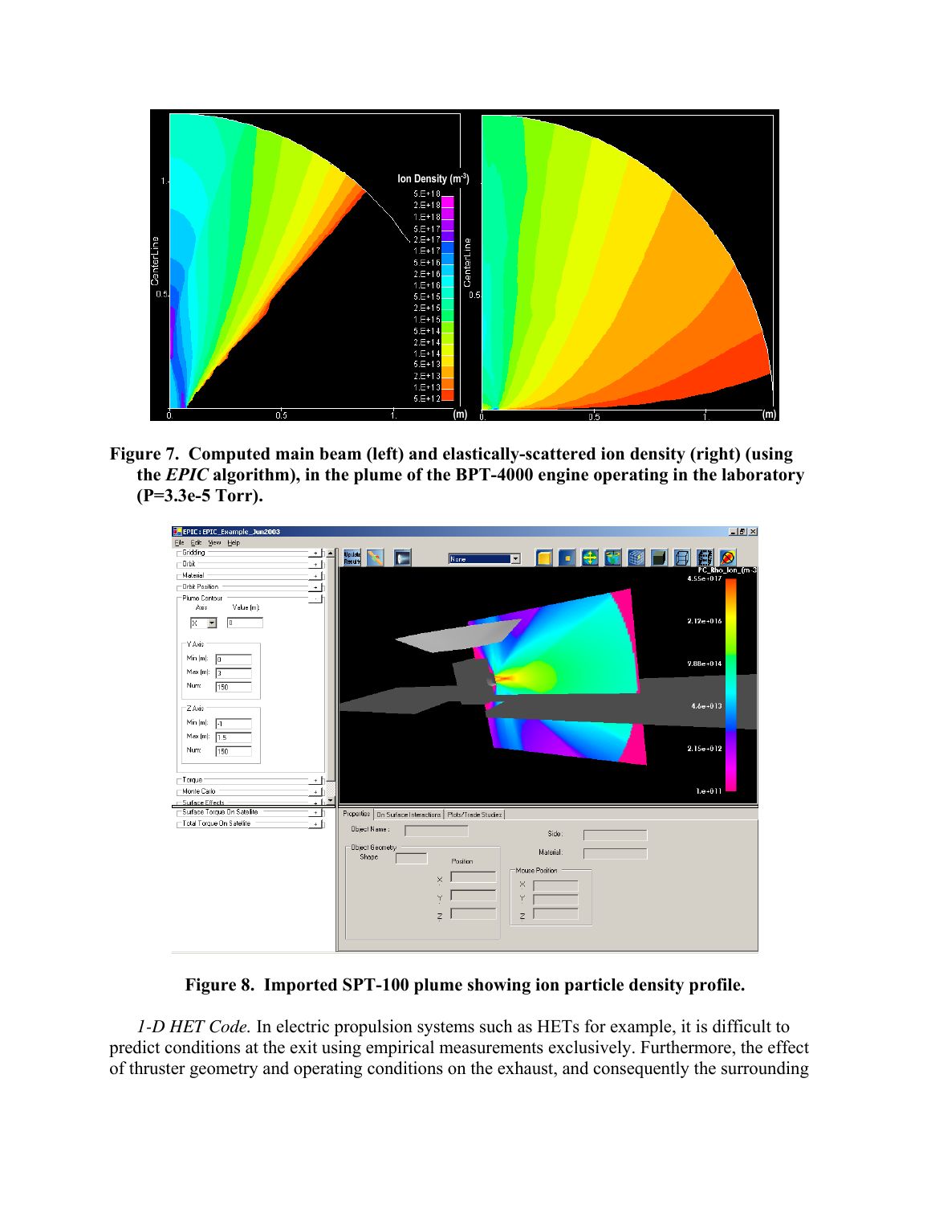**Figure 7. Computed main beam (left) and elastically-scattered ion density (right) (using the *EPIC* algorithm), in the plume of the BPT-4000 engine operating in the laboratory (P=3.3e-5 Torr).**

**Figure 8. Imported SPT-100 plume showing ion particle density profile.**

*1-D HET Code.* In electric propulsion systems such as HETs for example, it is difficult to predict conditions at the exit using empirical measurements exclusively. Furthermore, the effect of thruster geometry and operating conditions on the exhaust, and consequently the surrounding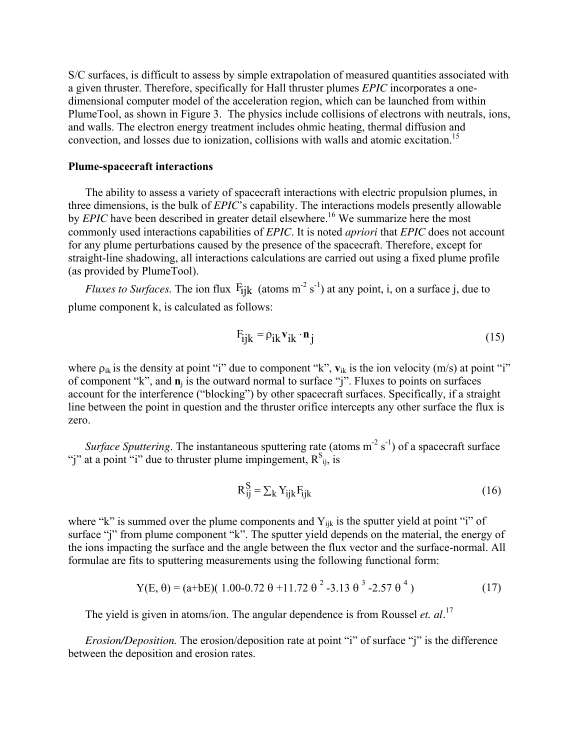S/C surfaces, is difficult to assess by simple extrapolation of measured quantities associated with a given thruster. Therefore, specifically for Hall thruster plumes *EPIC* incorporates a one-dimensional computer model of the acceleration region, which can be launched from within PlumeTool, as shown in Figure 3. The physics include collisions of electrons with neutrals, ions, and walls. The electron energy treatment includes ohmic heating, thermal diffusion and convection, and losses due to ionization, collisions with walls and atomic excitation.[15]

### Plume-spacecraft interactions

The ability to assess a variety of spacecraft interactions with electric propulsion plumes, in three dimensions, is the bulk of *EPIC*'s capability. The interactions models presently allowable by *EPIC* have been described in greater detail elsewhere.[16] We summarize here the most commonly used interactions capabilities of *EPIC*. It is noted *apriori* that *EPIC* does not account for any plume perturbations caused by the presence of the spacecraft. Therefore, except for straight-line shadowing, all interactions calculations are carried out using a fixed plume profile (as provided by PlumeTool).

*Fluxes to Surfaces.* The ion flux $F_{ijk}$ (atoms m$^{-2}$ s$^{-1}$) at any point, i, on a surface j, due to plume component k, is calculated as follows:

$$F_{ijk} = \rho_{ik} \mathbf{v}_{ik} \cdot \mathbf{n}_j \tag{15}$$

where $\rho_{ik}$ is the density at point "i" due to component "k", $\mathbf{v}_{ik}$ is the ion velocity (m/s) at point "i" of component "k", and $\mathbf{n}_j$ is the outward normal to surface "j". Fluxes to points on surfaces account for the interference ("blocking") by other spacecraft surfaces. Specifically, if a straight line between the point in question and the thruster orifice intercepts any other surface the flux is zero.

*Surface Sputtering*. The instantaneous sputtering rate (atoms m$^{-2}$ s$^{-1}$) of a spacecraft surface "j" at a point "i" due to thruster plume impingement, $R^S_{ij}$, is

$$R^S_{ij} = \sum_k Y_{ijk} F_{ijk} \tag{16}$$

where "k" is summed over the plume components and $Y_{ijk}$ is the sputter yield at point "i" of surface "j" from plume component "k". The sputter yield depends on the material, the energy of the ions impacting the surface and the angle between the flux vector and the surface-normal. All formulae are fits to sputtering measurements using the following functional form:

$$Y(E, \theta) = (a+bE)(\, 1.00-0.72\,\theta + 11.72\,\theta^2 - 3.13\,\theta^3 - 2.57\,\theta^4\,) \tag{17}$$

The yield is given in atoms/ion. The angular dependence is from Roussel *et. al*.[17]

*Erosion/Deposition.* The erosion/deposition rate at point "i" of surface "j" is the difference between the deposition and erosion rates.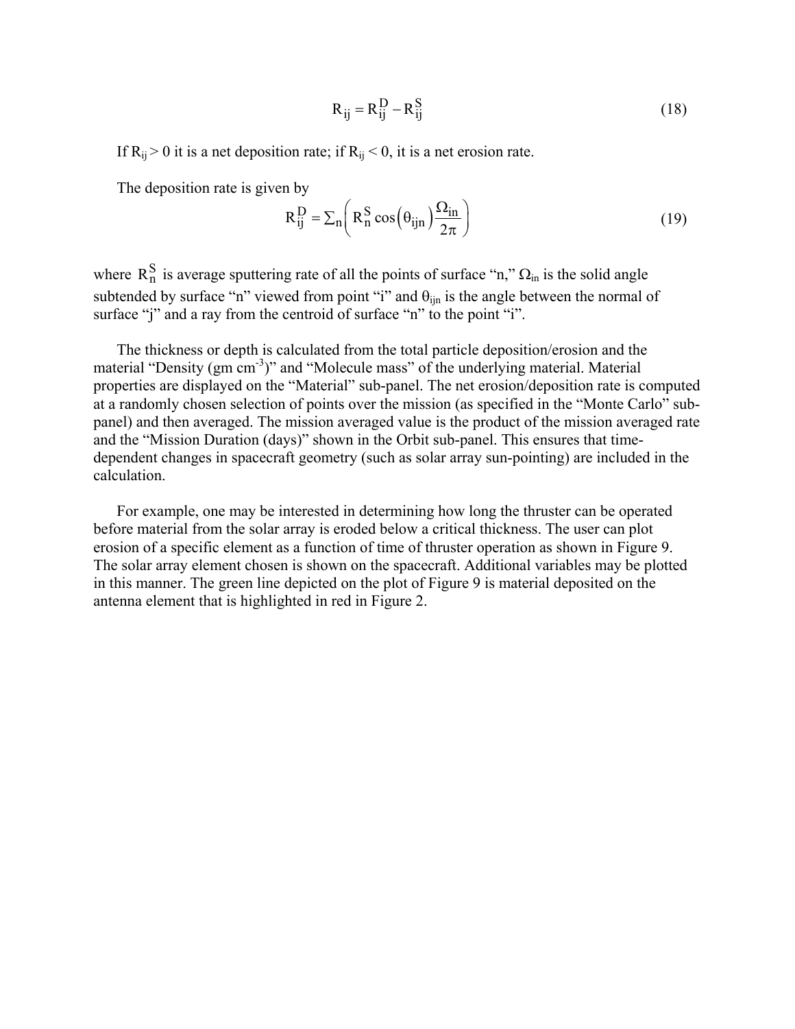$$R_{ij} = R_{ij}^{D} - R_{ij}^{S} \tag{18}$$

If $R_{ij} > 0$ it is a net deposition rate; if $R_{ij} < 0$, it is a net erosion rate.

The deposition rate is given by

$$R_{ij}^{D} = \sum_{n}\left( R_{n}^{S} \cos\left(\theta_{ijn}\right) \frac{\Omega_{in}}{2\pi} \right) \tag{19}$$

where $R_{n}^{S}$ is average sputtering rate of all the points of surface "n," $\Omega_{in}$ is the solid angle subtended by surface "n" viewed from point "i" and $\theta_{ijn}$ is the angle between the normal of surface "j" and a ray from the centroid of surface "n" to the point "i".

The thickness or depth is calculated from the total particle deposition/erosion and the material "Density (gm cm$^{-3}$)" and "Molecule mass" of the underlying material. Material properties are displayed on the "Material" sub-panel. The net erosion/deposition rate is computed at a randomly chosen selection of points over the mission (as specified in the "Monte Carlo" sub-panel) and then averaged. The mission averaged value is the product of the mission averaged rate and the "Mission Duration (days)" shown in the Orbit sub-panel. This ensures that time-dependent changes in spacecraft geometry (such as solar array sun-pointing) are included in the calculation.

For example, one may be interested in determining how long the thruster can be operated before material from the solar array is eroded below a critical thickness. The user can plot erosion of a specific element as a function of time of thruster operation as shown in Figure 9. The solar array element chosen is shown on the spacecraft. Additional variables may be plotted in this manner. The green line depicted on the plot of Figure 9 is material deposited on the antenna element that is highlighted in red in Figure 2.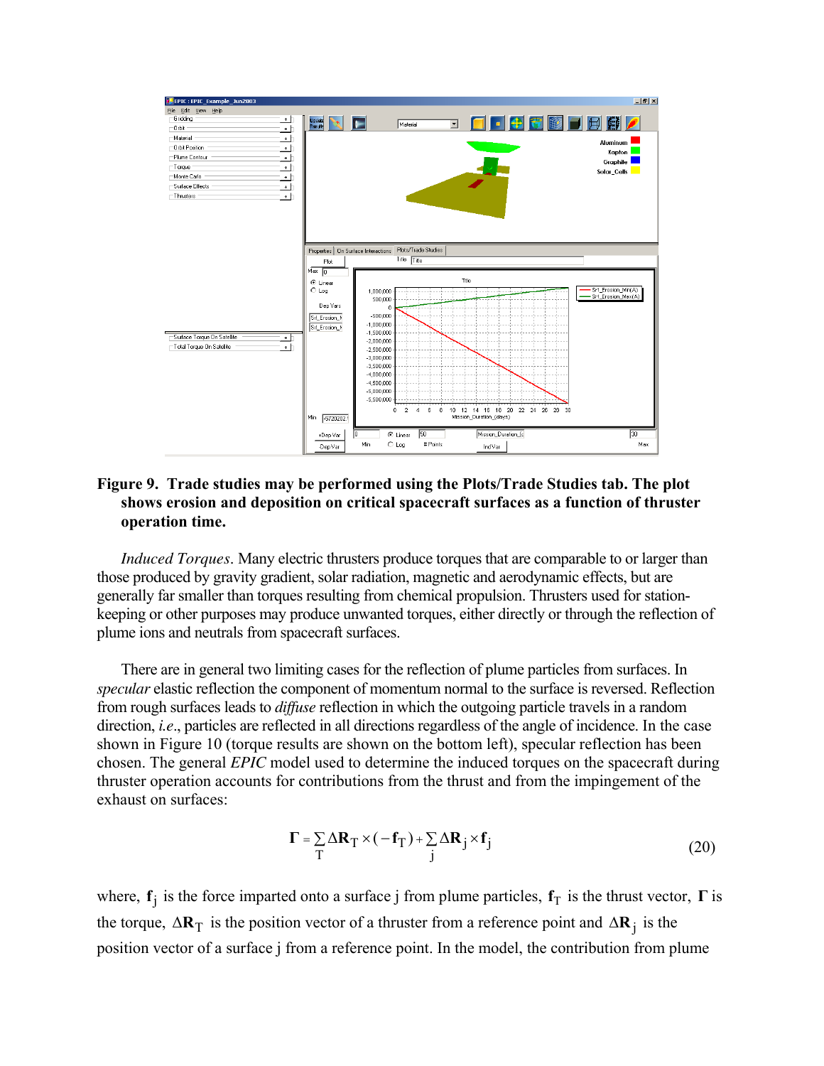**Figure 9. Trade studies may be performed using the Plots/Trade Studies tab. The plot shows erosion and deposition on critical spacecraft surfaces as a function of thruster operation time.**

*Induced Torques*. Many electric thrusters produce torques that are comparable to or larger than those produced by gravity gradient, solar radiation, magnetic and aerodynamic effects, but are generally far smaller than torques resulting from chemical propulsion. Thrusters used for station-keeping or other purposes may produce unwanted torques, either directly or through the reflection of plume ions and neutrals from spacecraft surfaces.

There are in general two limiting cases for the reflection of plume particles from surfaces. In *specular* elastic reflection the component of momentum normal to the surface is reversed. Reflection from rough surfaces leads to *diffuse* reflection in which the outgoing particle travels in a random direction, *i.e*., particles are reflected in all directions regardless of the angle of incidence. In the case shown in Figure 10 (torque results are shown on the bottom left), specular reflection has been chosen. The general *EPIC* model used to determine the induced torques on the spacecraft during thruster operation accounts for contributions from the thrust and from the impingement of the exhaust on surfaces:

$$\mathbf{\Gamma} = \sum_{T} \Delta\mathbf{R}_T \times (-\mathbf{f}_T) + \sum_{j} \Delta\mathbf{R}_j \times \mathbf{f}_j \tag{20}$$

where, $\mathbf{f}_j$ is the force imparted onto a surface j from plume particles, $\mathbf{f}_T$ is the thrust vector, $\mathbf{\Gamma}$ is the torque, $\Delta\mathbf{R}_T$ is the position vector of a thruster from a reference point and $\Delta\mathbf{R}_j$ is the position vector of a surface j from a reference point. In the model, the contribution from plume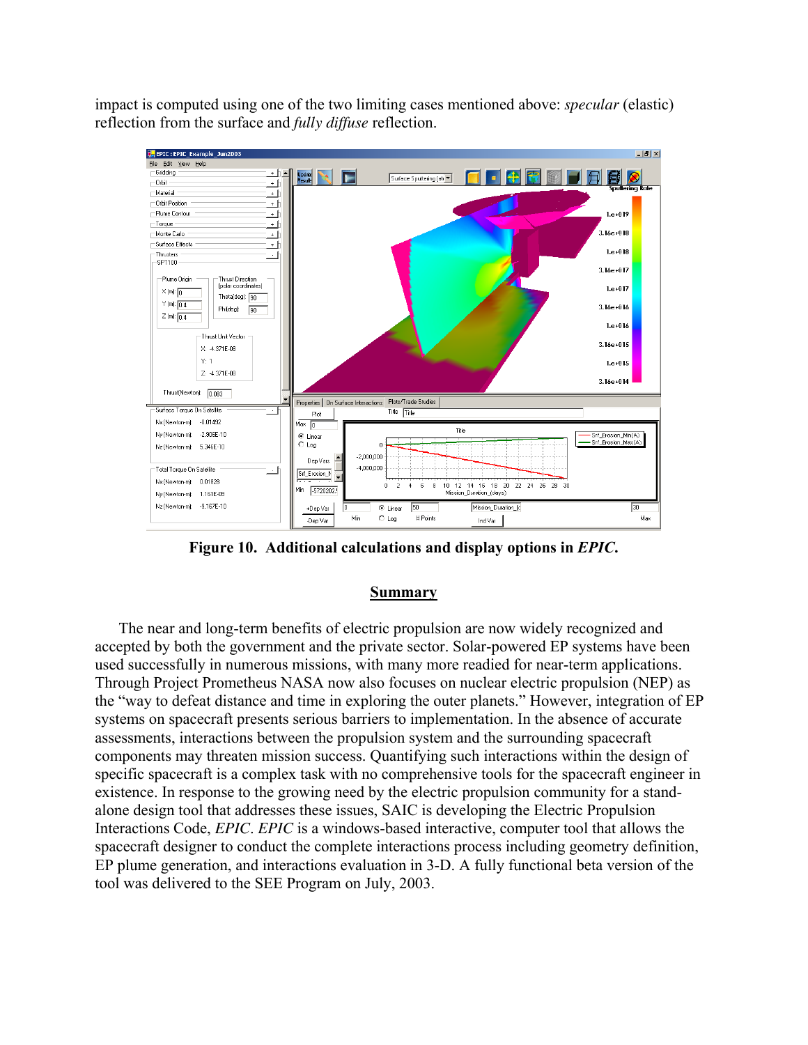impact is computed using one of the two limiting cases mentioned above: *specular* (elastic) reflection from the surface and *fully diffuse* reflection.

**Figure 10. Additional calculations and display options in *EPIC.***

## Summary

The near and long-term benefits of electric propulsion are now widely recognized and accepted by both the government and the private sector. Solar-powered EP systems have been used successfully in numerous missions, with many more readied for near-term applications. Through Project Prometheus NASA now also focuses on nuclear electric propulsion (NEP) as the "way to defeat distance and time in exploring the outer planets." However, integration of EP systems on spacecraft presents serious barriers to implementation. In the absence of accurate assessments, interactions between the propulsion system and the surrounding spacecraft components may threaten mission success. Quantifying such interactions within the design of specific spacecraft is a complex task with no comprehensive tools for the spacecraft engineer in existence. In response to the growing need by the electric propulsion community for a stand-alone design tool that addresses these issues, SAIC is developing the Electric Propulsion Interactions Code, *EPIC*. *EPIC* is a windows-based interactive, computer tool that allows the spacecraft designer to conduct the complete interactions process including geometry definition, EP plume generation, and interactions evaluation in 3-D. A fully functional beta version of the tool was delivered to the SEE Program on July, 2003.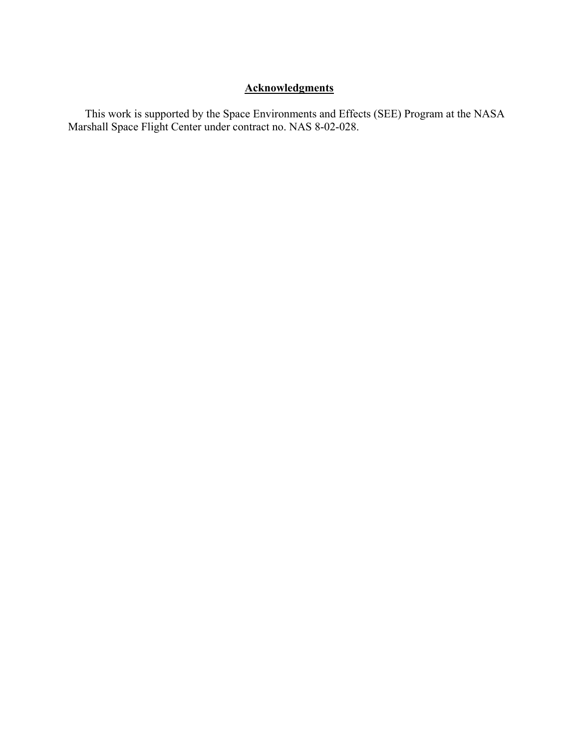## Acknowledgments

This work is supported by the Space Environments and Effects (SEE) Program at the NASA Marshall Space Flight Center under contract no. NAS 8-02-028.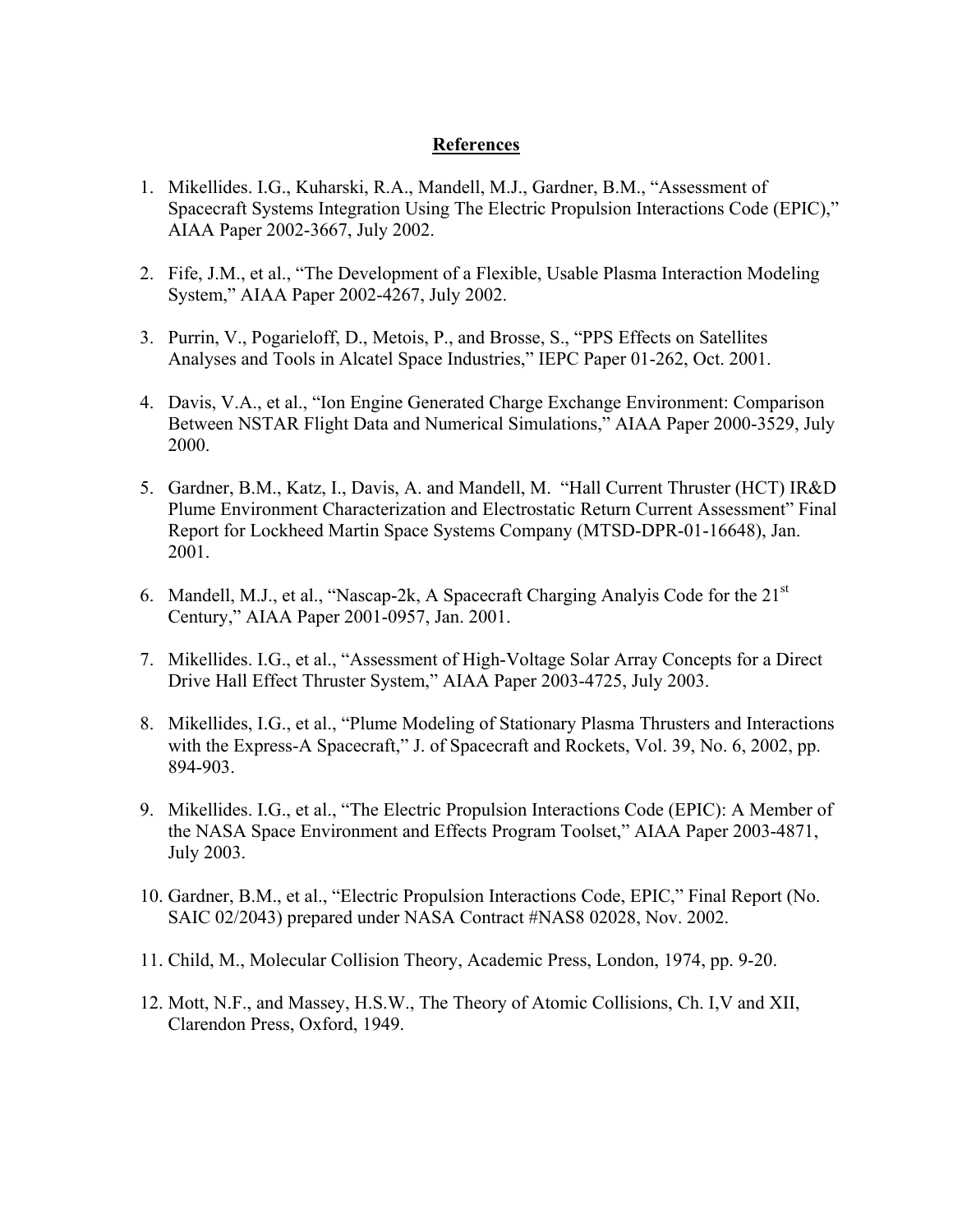## References

1. Mikellides. I.G., Kuharski, R.A., Mandell, M.J., Gardner, B.M., "Assessment of Spacecraft Systems Integration Using The Electric Propulsion Interactions Code (EPIC)," AIAA Paper 2002-3667, July 2002.

2. Fife, J.M., et al., "The Development of a Flexible, Usable Plasma Interaction Modeling System," AIAA Paper 2002-4267, July 2002.

3. Purrin, V., Pogarieloff, D., Metois, P., and Brosse, S., "PPS Effects on Satellites Analyses and Tools in Alcatel Space Industries," IEPC Paper 01-262, Oct. 2001.

4. Davis, V.A., et al., "Ion Engine Generated Charge Exchange Environment: Comparison Between NSTAR Flight Data and Numerical Simulations," AIAA Paper 2000-3529, July 2000.

5. Gardner, B.M., Katz, I., Davis, A. and Mandell, M. "Hall Current Thruster (HCT) IR&D Plume Environment Characterization and Electrostatic Return Current Assessment" Final Report for Lockheed Martin Space Systems Company (MTSD-DPR-01-16648), Jan. 2001.

6. Mandell, M.J., et al., "Nascap-2k, A Spacecraft Charging Analyis Code for the 21st Century," AIAA Paper 2001-0957, Jan. 2001.

7. Mikellides. I.G., et al., "Assessment of High-Voltage Solar Array Concepts for a Direct Drive Hall Effect Thruster System," AIAA Paper 2003-4725, July 2003.

8. Mikellides, I.G., et al., "Plume Modeling of Stationary Plasma Thrusters and Interactions with the Express-A Spacecraft," J. of Spacecraft and Rockets, Vol. 39, No. 6, 2002, pp. 894-903.

9. Mikellides. I.G., et al., "The Electric Propulsion Interactions Code (EPIC): A Member of the NASA Space Environment and Effects Program Toolset," AIAA Paper 2003-4871, July 2003.

10. Gardner, B.M., et al., "Electric Propulsion Interactions Code, EPIC," Final Report (No. SAIC 02/2043) prepared under NASA Contract #NAS8 02028, Nov. 2002.

11. Child, M., Molecular Collision Theory, Academic Press, London, 1974, pp. 9-20.

12. Mott, N.F., and Massey, H.S.W., The Theory of Atomic Collisions, Ch. I,V and XII, Clarendon Press, Oxford, 1949.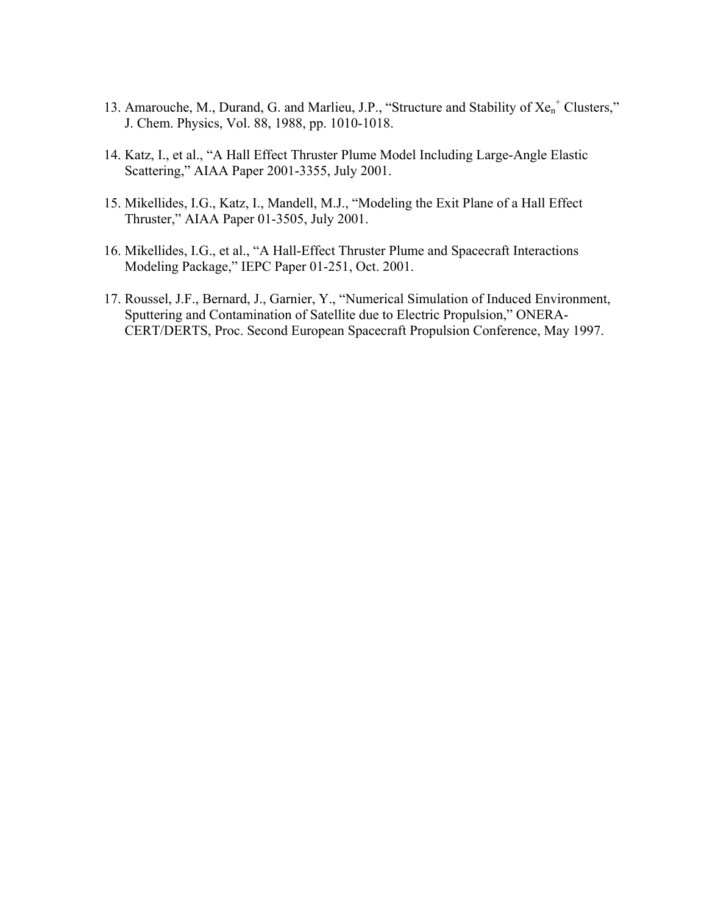13. Amarouche, M., Durand, G. and Marlieu, J.P., “Structure and Stability of $Xe_n^+$ Clusters,” J. Chem. Physics, Vol. 88, 1988, pp. 1010-1018.

14. Katz, I., et al., “A Hall Effect Thruster Plume Model Including Large-Angle Elastic Scattering,” AIAA Paper 2001-3355, July 2001.

15. Mikellides, I.G., Katz, I., Mandell, M.J., “Modeling the Exit Plane of a Hall Effect Thruster,” AIAA Paper 01-3505, July 2001.

16. Mikellides, I.G., et al., “A Hall-Effect Thruster Plume and Spacecraft Interactions Modeling Package,” IEPC Paper 01-251, Oct. 2001.

17. Roussel, J.F., Bernard, J., Garnier, Y., “Numerical Simulation of Induced Environment, Sputtering and Contamination of Satellite due to Electric Propulsion,” ONERA-CERT/DERTS, Proc. Second European Spacecraft Propulsion Conference, May 1997.